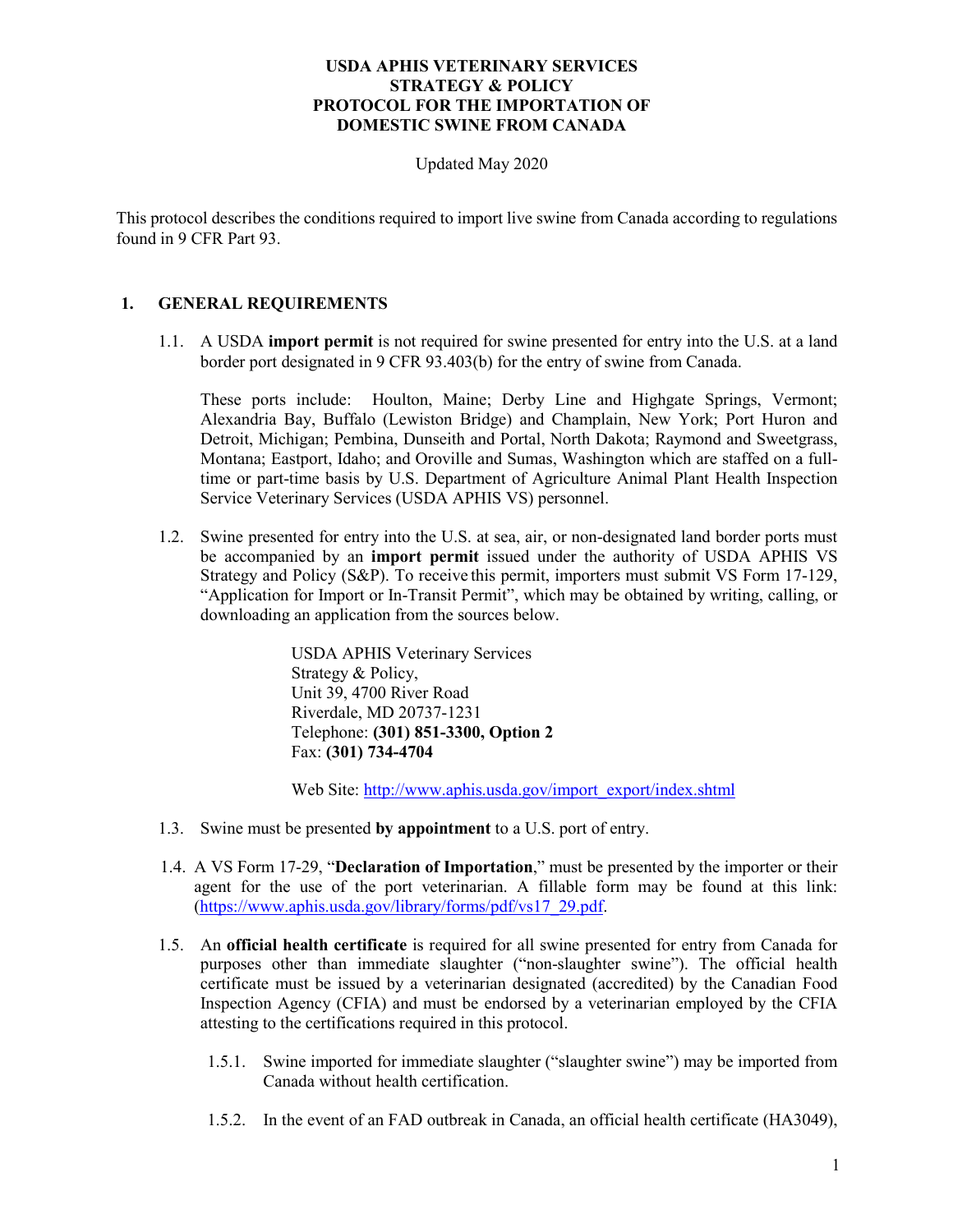**USDA APHIS VETERINARY SERVICES**
**STRATEGY & POLICY**
**PROTOCOL FOR THE IMPORTATION OF**
**DOMESTIC SWINE FROM CANADA**

Updated May 2020

This protocol describes the conditions required to import live swine from Canada according to regulations found in 9 CFR Part 93.

## 1. GENERAL REQUIREMENTS

1.1. A USDA **import permit** is not required for swine presented for entry into the U.S. at a land border port designated in 9 CFR 93.403(b) for the entry of swine from Canada.

These ports include: Houlton, Maine; Derby Line and Highgate Springs, Vermont; Alexandria Bay, Buffalo (Lewiston Bridge) and Champlain, New York; Port Huron and Detroit, Michigan; Pembina, Dunseith and Portal, North Dakota; Raymond and Sweetgrass, Montana; Eastport, Idaho; and Oroville and Sumas, Washington which are staffed on a full-time or part-time basis by U.S. Department of Agriculture Animal Plant Health Inspection Service Veterinary Services (USDA APHIS VS) personnel.

1.2. Swine presented for entry into the U.S. at sea, air, or non-designated land border ports must be accompanied by an **import permit** issued under the authority of USDA APHIS VS Strategy and Policy (S&P). To receive this permit, importers must submit VS Form 17-129, "Application for Import or In-Transit Permit", which may be obtained by writing, calling, or downloading an application from the sources below.

> USDA APHIS Veterinary Services
> Strategy & Policy,
> Unit 39, 4700 River Road
> Riverdale, MD 20737-1231
> Telephone: **(301) 851-3300, Option 2**
> Fax: **(301) 734-4704**
>
> Web Site: http://www.aphis.usda.gov/import_export/index.shtml

1.3. Swine must be presented **by appointment** to a U.S. port of entry.

1.4. A VS Form 17-29, "**Declaration of Importation**," must be presented by the importer or their agent for the use of the port veterinarian. A fillable form may be found at this link: (https://www.aphis.usda.gov/library/forms/pdf/vs17_29.pdf.

1.5. An **official health certificate** is required for all swine presented for entry from Canada for purposes other than immediate slaughter ("non-slaughter swine"). The official health certificate must be issued by a veterinarian designated (accredited) by the Canadian Food Inspection Agency (CFIA) and must be endorsed by a veterinarian employed by the CFIA attesting to the certifications required in this protocol.

1.5.1. Swine imported for immediate slaughter ("slaughter swine") may be imported from Canada without health certification.

1.5.2. In the event of an FAD outbreak in Canada, an official health certificate (HA3049),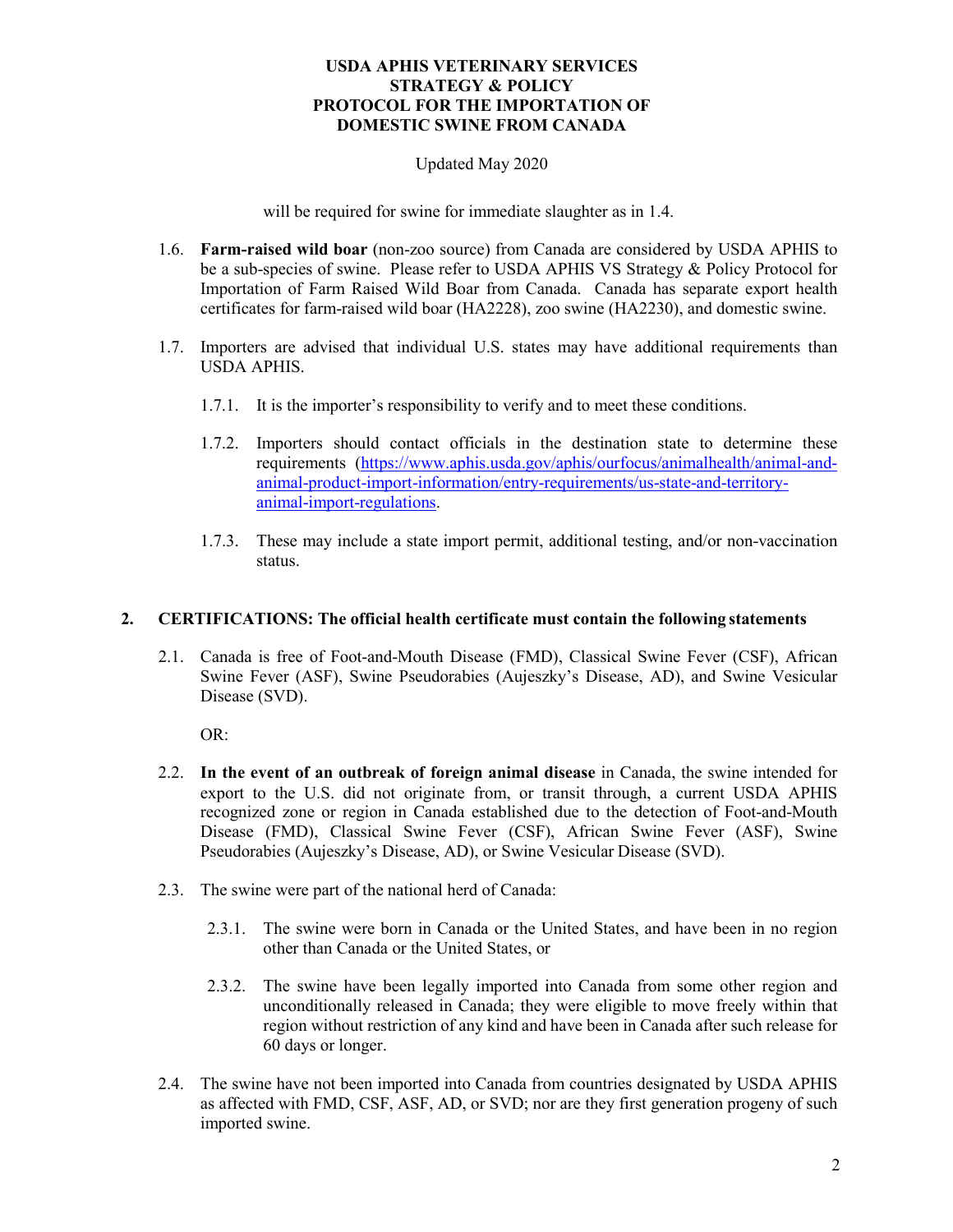will be required for swine for immediate slaughter as in 1.4.

1.6. **Farm-raised wild boar** (non-zoo source) from Canada are considered by USDA APHIS to be a sub-species of swine. Please refer to USDA APHIS VS Strategy & Policy Protocol for Importation of Farm Raised Wild Boar from Canada. Canada has separate export health certificates for farm-raised wild boar (HA2228), zoo swine (HA2230), and domestic swine.

1.7. Importers are advised that individual U.S. states may have additional requirements than USDA APHIS.

 1.7.1. It is the importer's responsibility to verify and to meet these conditions.

 1.7.2. Importers should contact officials in the destination state to determine these requirements (https://www.aphis.usda.gov/aphis/ourfocus/animalhealth/animal-and-animal-product-import-information/entry-requirements/us-state-and-territory-animal-import-regulations.

 1.7.3. These may include a state import permit, additional testing, and/or non-vaccination status.

## 2. CERTIFICATIONS: The official health certificate must contain the following statements

2.1. Canada is free of Foot-and-Mouth Disease (FMD), Classical Swine Fever (CSF), African Swine Fever (ASF), Swine Pseudorabies (Aujeszky's Disease, AD), and Swine Vesicular Disease (SVD).

OR:

2.2. **In the event of an outbreak of foreign animal disease** in Canada, the swine intended for export to the U.S. did not originate from, or transit through, a current USDA APHIS recognized zone or region in Canada established due to the detection of Foot-and-Mouth Disease (FMD), Classical Swine Fever (CSF), African Swine Fever (ASF), Swine Pseudorabies (Aujeszky's Disease, AD), or Swine Vesicular Disease (SVD).

2.3. The swine were part of the national herd of Canada:

 2.3.1. The swine were born in Canada or the United States, and have been in no region other than Canada or the United States, or

 2.3.2. The swine have been legally imported into Canada from some other region and unconditionally released in Canada; they were eligible to move freely within that region without restriction of any kind and have been in Canada after such release for 60 days or longer.

2.4. The swine have not been imported into Canada from countries designated by USDA APHIS as affected with FMD, CSF, ASF, AD, or SVD; nor are they first generation progeny of such imported swine.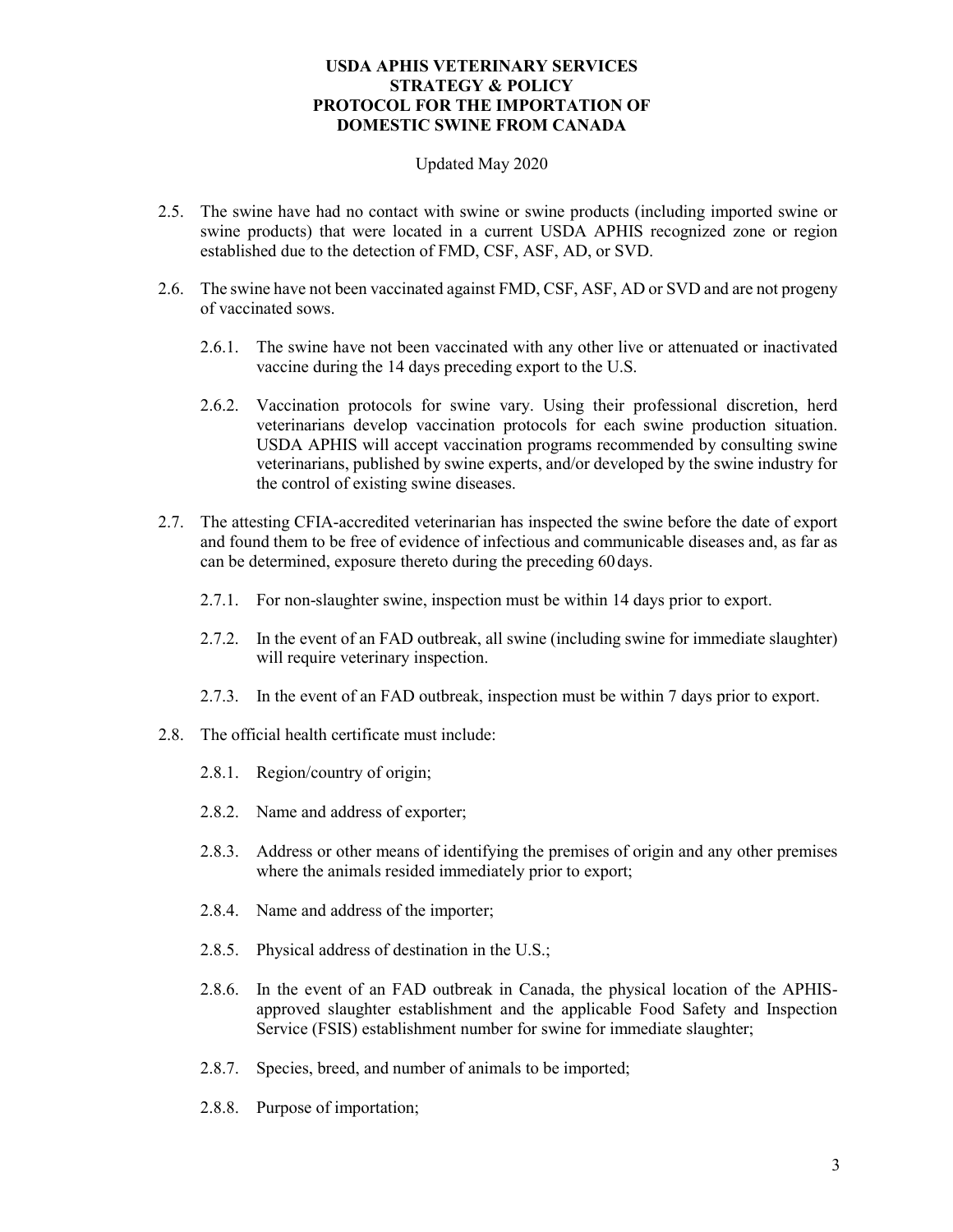2.5. The swine have had no contact with swine or swine products (including imported swine or swine products) that were located in a current USDA APHIS recognized zone or region established due to the detection of FMD, CSF, ASF, AD, or SVD.

2.6. The swine have not been vaccinated against FMD, CSF, ASF, AD or SVD and are not progeny of vaccinated sows.

  2.6.1. The swine have not been vaccinated with any other live or attenuated or inactivated vaccine during the 14 days preceding export to the U.S.

  2.6.2. Vaccination protocols for swine vary. Using their professional discretion, herd veterinarians develop vaccination protocols for each swine production situation. USDA APHIS will accept vaccination programs recommended by consulting swine veterinarians, published by swine experts, and/or developed by the swine industry for the control of existing swine diseases.

2.7. The attesting CFIA-accredited veterinarian has inspected the swine before the date of export and found them to be free of evidence of infectious and communicable diseases and, as far as can be determined, exposure thereto during the preceding 60 days.

  2.7.1. For non-slaughter swine, inspection must be within 14 days prior to export.

  2.7.2. In the event of an FAD outbreak, all swine (including swine for immediate slaughter) will require veterinary inspection.

  2.7.3. In the event of an FAD outbreak, inspection must be within 7 days prior to export.

2.8. The official health certificate must include:

  2.8.1. Region/country of origin;

  2.8.2. Name and address of exporter;

  2.8.3. Address or other means of identifying the premises of origin and any other premises where the animals resided immediately prior to export;

  2.8.4. Name and address of the importer;

  2.8.5. Physical address of destination in the U.S.;

  2.8.6. In the event of an FAD outbreak in Canada, the physical location of the APHIS-approved slaughter establishment and the applicable Food Safety and Inspection Service (FSIS) establishment number for swine for immediate slaughter;

  2.8.7. Species, breed, and number of animals to be imported;

  2.8.8. Purpose of importation;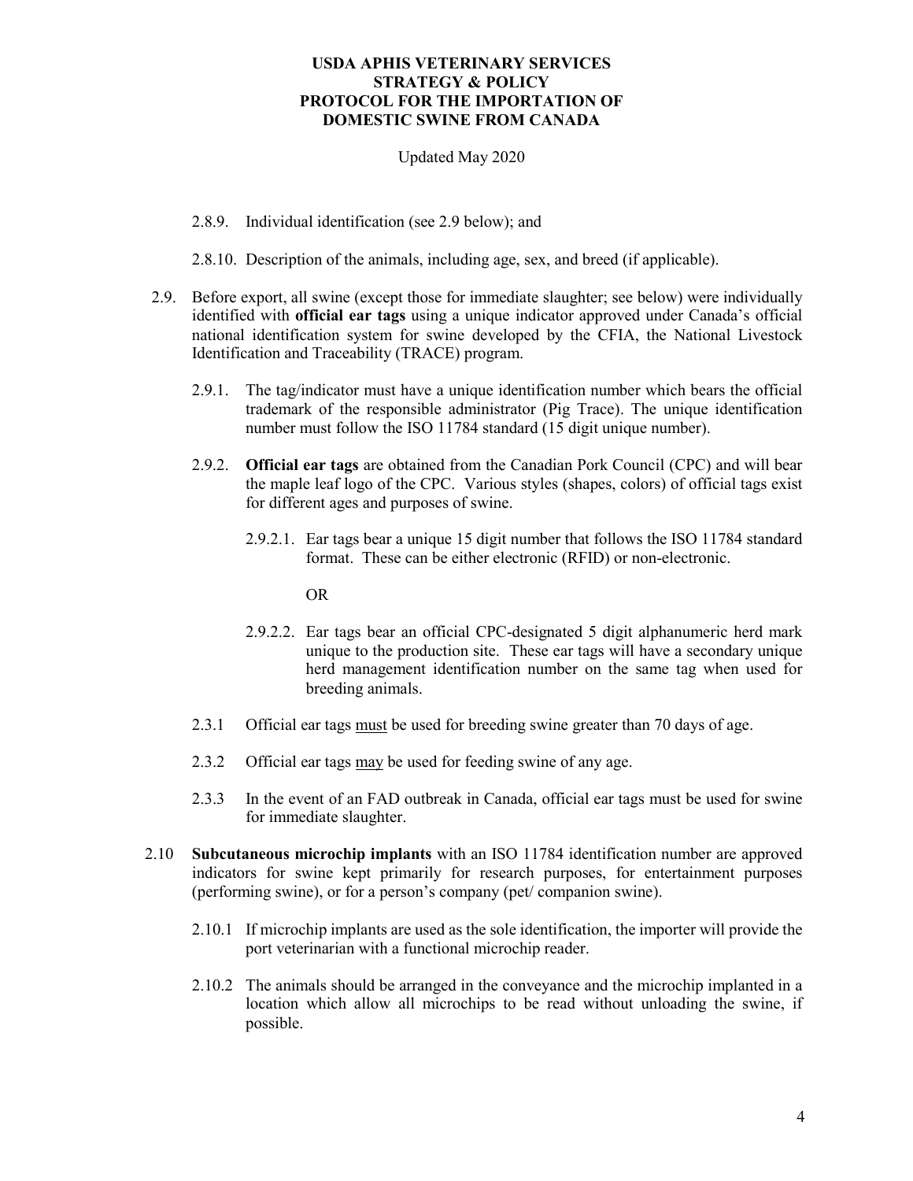2.8.9. Individual identification (see 2.9 below); and

2.8.10. Description of the animals, including age, sex, and breed (if applicable).

2.9. Before export, all swine (except those for immediate slaughter; see below) were individually identified with **official ear tags** using a unique indicator approved under Canada's official national identification system for swine developed by the CFIA, the National Livestock Identification and Traceability (TRACE) program.

2.9.1. The tag/indicator must have a unique identification number which bears the official trademark of the responsible administrator (Pig Trace). The unique identification number must follow the ISO 11784 standard (15 digit unique number).

2.9.2. **Official ear tags** are obtained from the Canadian Pork Council (CPC) and will bear the maple leaf logo of the CPC. Various styles (shapes, colors) of official tags exist for different ages and purposes of swine.

2.9.2.1. Ear tags bear a unique 15 digit number that follows the ISO 11784 standard format. These can be either electronic (RFID) or non-electronic.

OR

2.9.2.2. Ear tags bear an official CPC-designated 5 digit alphanumeric herd mark unique to the production site. These ear tags will have a secondary unique herd management identification number on the same tag when used for breeding animals.

2.3.1 Official ear tags <u>must</u> be used for breeding swine greater than 70 days of age.

2.3.2 Official ear tags <u>may</u> be used for feeding swine of any age.

2.3.3 In the event of an FAD outbreak in Canada, official ear tags must be used for swine for immediate slaughter.

2.10 **Subcutaneous microchip implants** with an ISO 11784 identification number are approved indicators for swine kept primarily for research purposes, for entertainment purposes (performing swine), or for a person's company (pet/ companion swine).

2.10.1 If microchip implants are used as the sole identification, the importer will provide the port veterinarian with a functional microchip reader.

2.10.2 The animals should be arranged in the conveyance and the microchip implanted in a location which allow all microchips to be read without unloading the swine, if possible.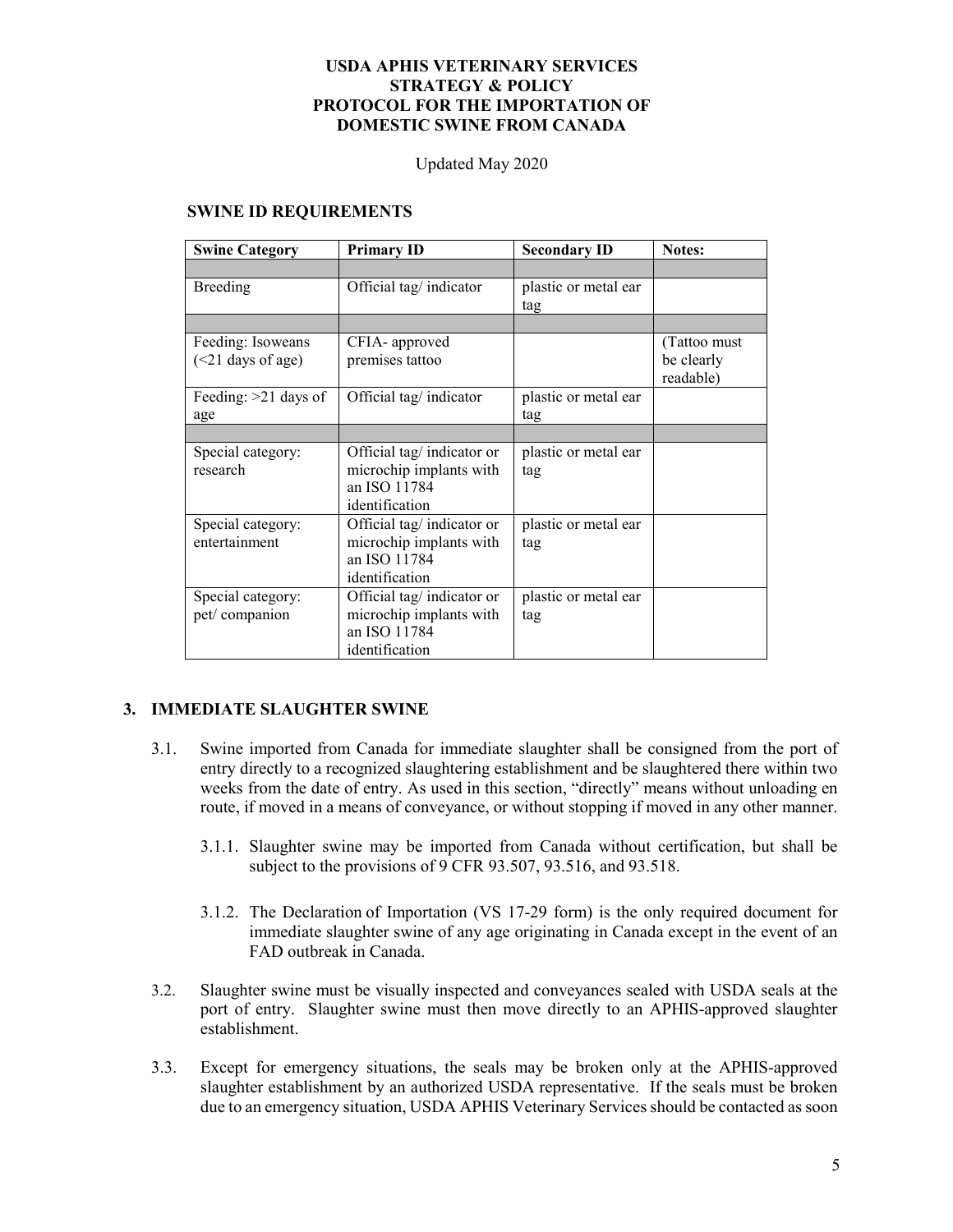**USDA APHIS VETERINARY SERVICES**
**STRATEGY & POLICY**
**PROTOCOL FOR THE IMPORTATION OF**
**DOMESTIC SWINE FROM CANADA**

Updated May 2020

**SWINE ID REQUIREMENTS**

| **Swine Category** | **Primary ID** | **Secondary ID** | **Notes:** |
|---|---|---|---|
| | | | |
| Breeding | Official tag/ indicator | plastic or metal ear tag | |
| | | | |
| Feeding: Isoweans (<21 days of age) | CFIA- approved premises tattoo | | (Tattoo must be clearly readable) |
| Feeding: >21 days of age | Official tag/ indicator | plastic or metal ear tag | |
| | | | |
| Special category: research | Official tag/ indicator or microchip implants with an ISO 11784 identification | plastic or metal ear tag | |
| Special category: entertainment | Official tag/ indicator or microchip implants with an ISO 11784 identification | plastic or metal ear tag | |
| Special category: pet/ companion | Official tag/ indicator or microchip implants with an ISO 11784 identification | plastic or metal ear tag | |

## 3. IMMEDIATE SLAUGHTER SWINE

3.1. Swine imported from Canada for immediate slaughter shall be consigned from the port of entry directly to a recognized slaughtering establishment and be slaughtered there within two weeks from the date of entry. As used in this section, "directly" means without unloading en route, if moved in a means of conveyance, or without stopping if moved in any other manner.

3.1.1. Slaughter swine may be imported from Canada without certification, but shall be subject to the provisions of 9 CFR 93.507, 93.516, and 93.518.

3.1.2. The Declaration of Importation (VS 17-29 form) is the only required document for immediate slaughter swine of any age originating in Canada except in the event of an FAD outbreak in Canada.

3.2. Slaughter swine must be visually inspected and conveyances sealed with USDA seals at the port of entry. Slaughter swine must then move directly to an APHIS-approved slaughter establishment.

3.3. Except for emergency situations, the seals may be broken only at the APHIS-approved slaughter establishment by an authorized USDA representative. If the seals must be broken due to an emergency situation, USDA APHIS Veterinary Services should be contacted as soon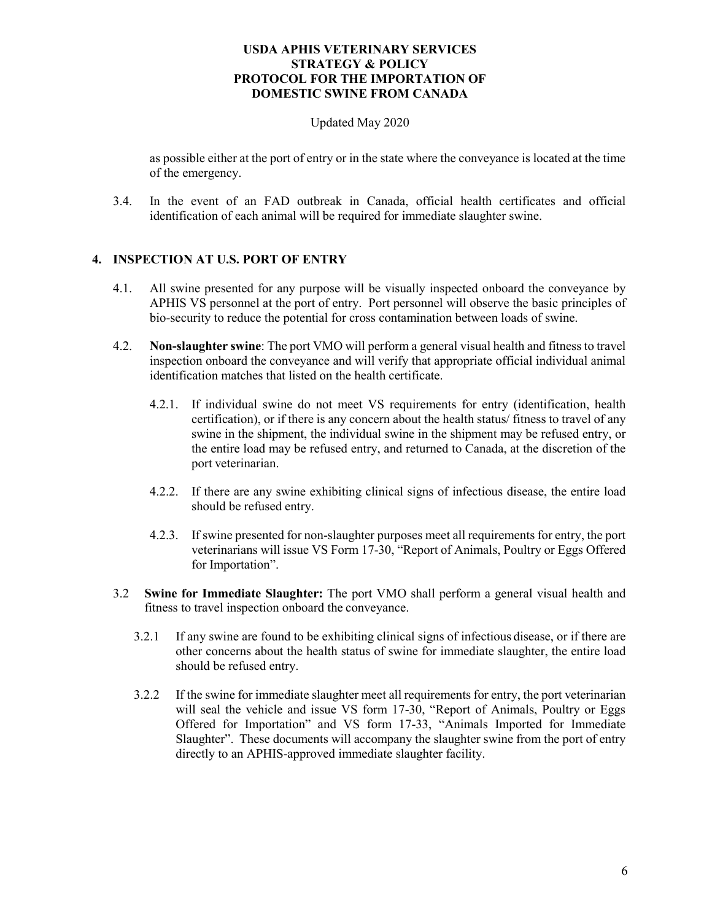as possible either at the port of entry or in the state where the conveyance is located at the time of the emergency.

3.4. In the event of an FAD outbreak in Canada, official health certificates and official identification of each animal will be required for immediate slaughter swine.

## 4. INSPECTION AT U.S. PORT OF ENTRY

4.1. All swine presented for any purpose will be visually inspected onboard the conveyance by APHIS VS personnel at the port of entry. Port personnel will observe the basic principles of bio-security to reduce the potential for cross contamination between loads of swine.

4.2. **Non-slaughter swine**: The port VMO will perform a general visual health and fitness to travel inspection onboard the conveyance and will verify that appropriate official individual animal identification matches that listed on the health certificate.

4.2.1. If individual swine do not meet VS requirements for entry (identification, health certification), or if there is any concern about the health status/ fitness to travel of any swine in the shipment, the individual swine in the shipment may be refused entry, or the entire load may be refused entry, and returned to Canada, at the discretion of the port veterinarian.

4.2.2. If there are any swine exhibiting clinical signs of infectious disease, the entire load should be refused entry.

4.2.3. If swine presented for non-slaughter purposes meet all requirements for entry, the port veterinarians will issue VS Form 17-30, "Report of Animals, Poultry or Eggs Offered for Importation".

3.2 **Swine for Immediate Slaughter:** The port VMO shall perform a general visual health and fitness to travel inspection onboard the conveyance.

3.2.1 If any swine are found to be exhibiting clinical signs of infectious disease, or if there are other concerns about the health status of swine for immediate slaughter, the entire load should be refused entry.

3.2.2 If the swine for immediate slaughter meet all requirements for entry, the port veterinarian will seal the vehicle and issue VS form 17-30, "Report of Animals, Poultry or Eggs Offered for Importation" and VS form 17-33, "Animals Imported for Immediate Slaughter". These documents will accompany the slaughter swine from the port of entry directly to an APHIS-approved immediate slaughter facility.